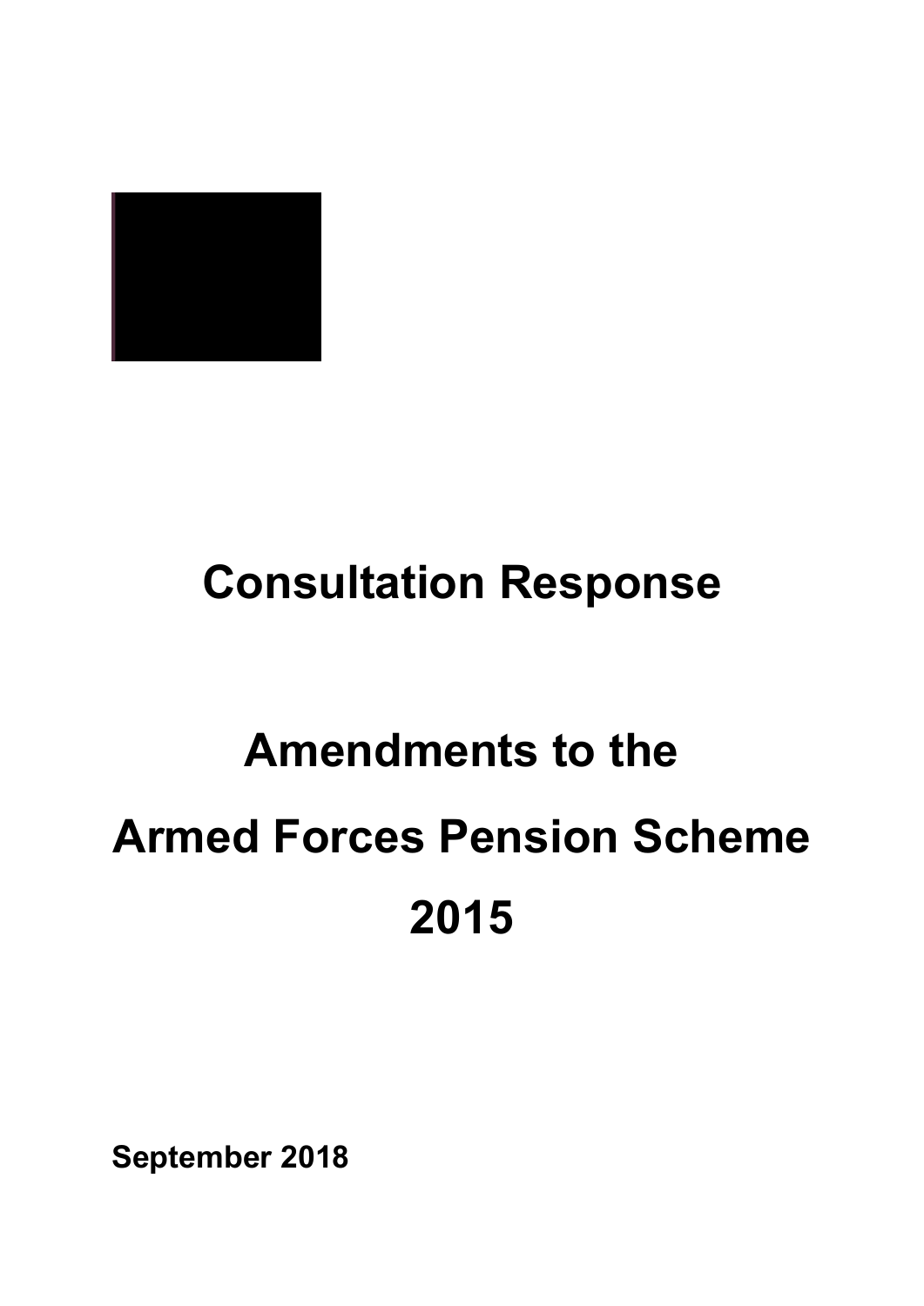# Consultation Response

# Amendments to the Armed Forces Pension Scheme 2015

**September 2018**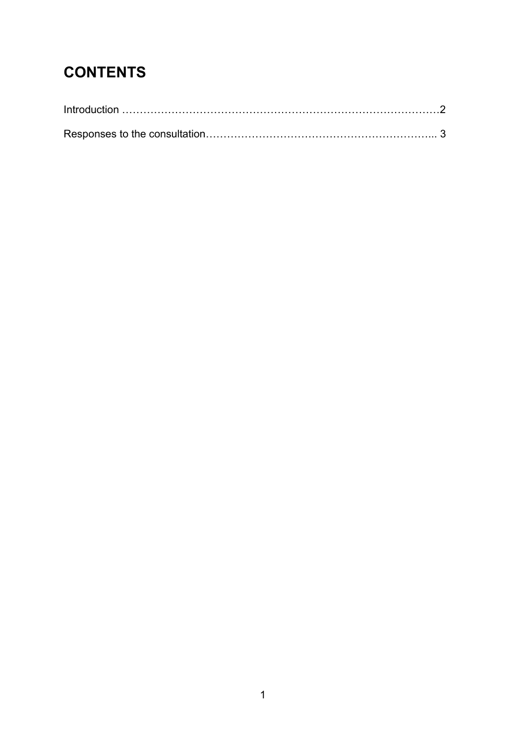# CONTENTS

Introduction ………………………………………………………………………………2

Responses to the consultation………………………………………………………... 3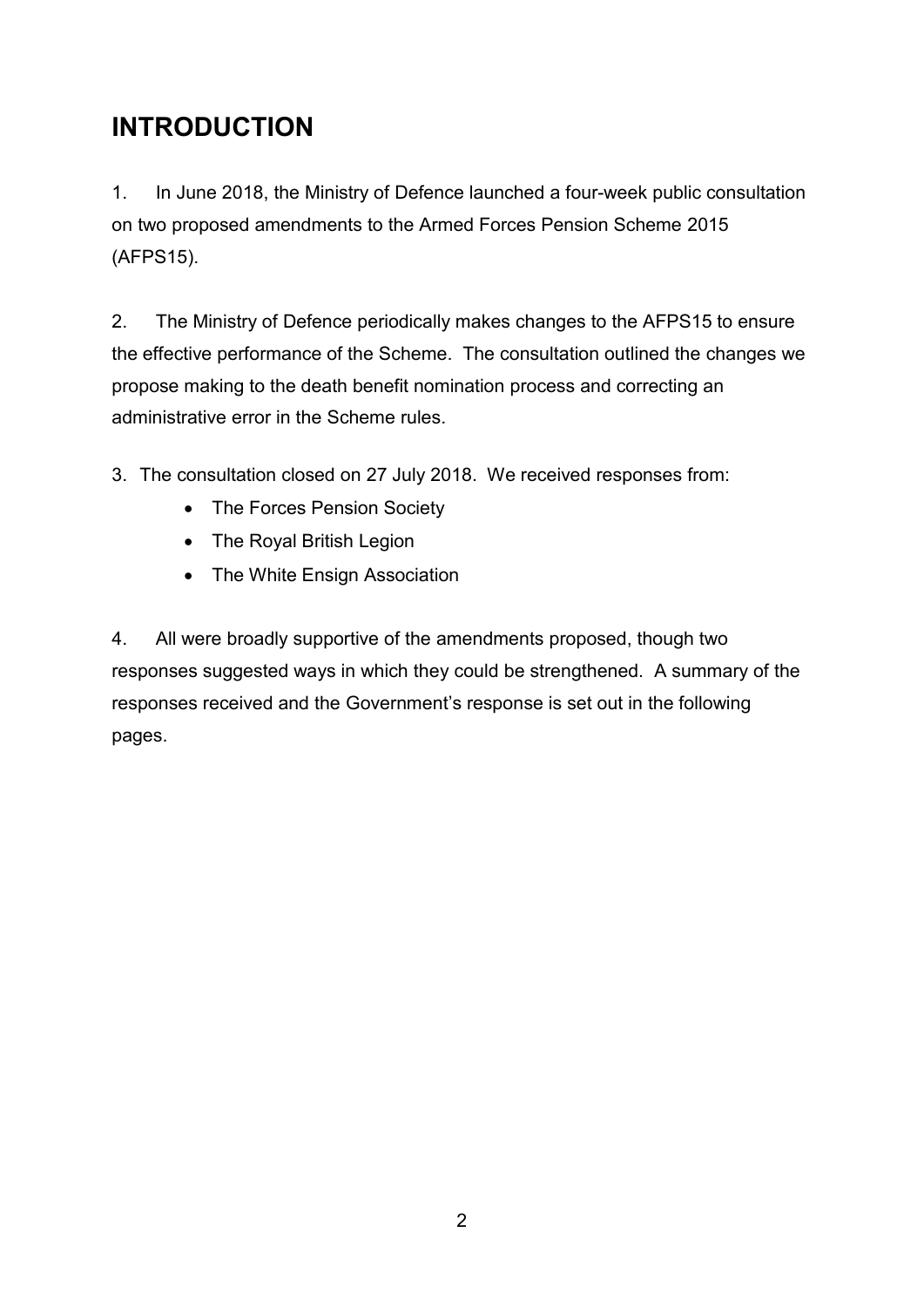# INTRODUCTION

1. In June 2018, the Ministry of Defence launched a four-week public consultation on two proposed amendments to the Armed Forces Pension Scheme 2015 (AFPS15).

2. The Ministry of Defence periodically makes changes to the AFPS15 to ensure the effective performance of the Scheme. The consultation outlined the changes we propose making to the death benefit nomination process and correcting an administrative error in the Scheme rules.

3. The consultation closed on 27 July 2018. We received responses from:

- The Forces Pension Society
- The Royal British Legion
- The White Ensign Association

4. All were broadly supportive of the amendments proposed, though two responses suggested ways in which they could be strengthened. A summary of the responses received and the Government's response is set out in the following pages.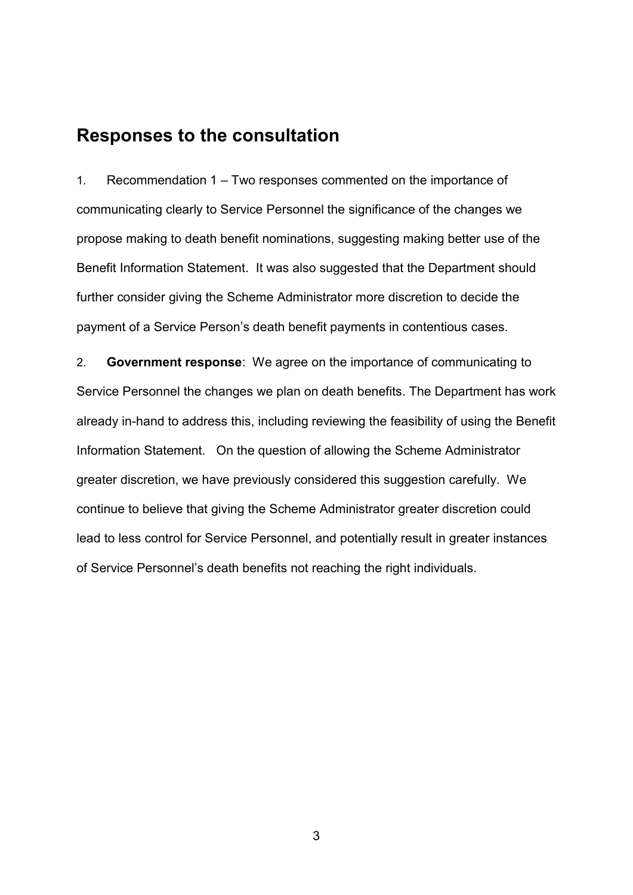## Responses to the consultation

1. Recommendation 1 – Two responses commented on the importance of communicating clearly to Service Personnel the significance of the changes we propose making to death benefit nominations, suggesting making better use of the Benefit Information Statement. It was also suggested that the Department should further consider giving the Scheme Administrator more discretion to decide the payment of a Service Person's death benefit payments in contentious cases.

2. **Government response**: We agree on the importance of communicating to Service Personnel the changes we plan on death benefits. The Department has work already in-hand to address this, including reviewing the feasibility of using the Benefit Information Statement. On the question of allowing the Scheme Administrator greater discretion, we have previously considered this suggestion carefully. We continue to believe that giving the Scheme Administrator greater discretion could lead to less control for Service Personnel, and potentially result in greater instances of Service Personnel's death benefits not reaching the right individuals.